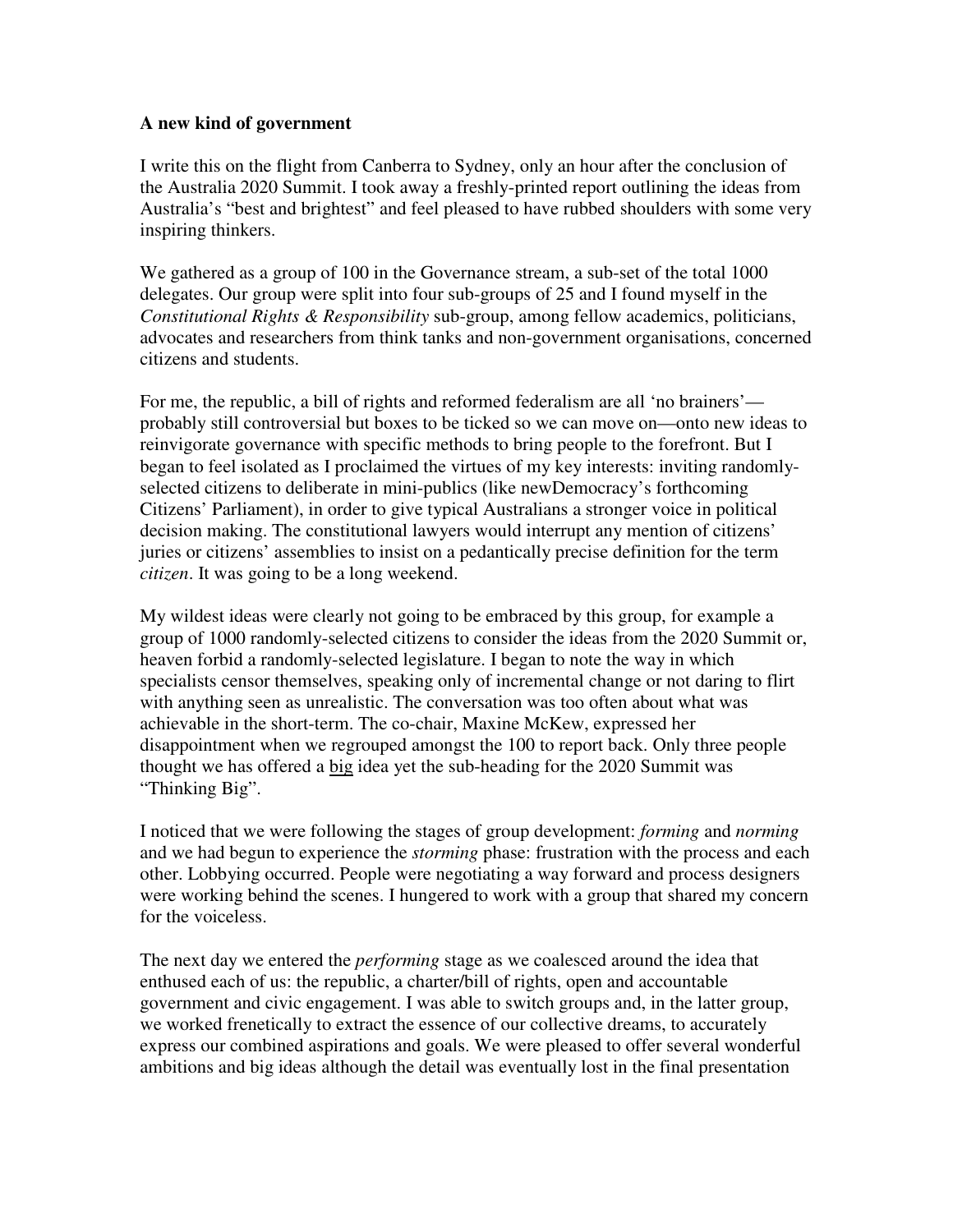**A new kind of government**

I write this on the flight from Canberra to Sydney, only an hour after the conclusion of the Australia 2020 Summit. I took away a freshly-printed report outlining the ideas from Australia's "best and brightest" and feel pleased to have rubbed shoulders with some very inspiring thinkers.

We gathered as a group of 100 in the Governance stream, a sub-set of the total 1000 delegates. Our group were split into four sub-groups of 25 and I found myself in the *Constitutional Rights & Responsibility* sub-group, among fellow academics, politicians, advocates and researchers from think tanks and non-government organisations, concerned citizens and students.

For me, the republic, a bill of rights and reformed federalism are all 'no brainers'—probably still controversial but boxes to be ticked so we can move on—onto new ideas to reinvigorate governance with specific methods to bring people to the forefront. But I began to feel isolated as I proclaimed the virtues of my key interests: inviting randomly-selected citizens to deliberate in mini-publics (like newDemocracy's forthcoming Citizens' Parliament), in order to give typical Australians a stronger voice in political decision making. The constitutional lawyers would interrupt any mention of citizens' juries or citizens' assemblies to insist on a pedantically precise definition for the term *citizen*. It was going to be a long weekend.

My wildest ideas were clearly not going to be embraced by this group, for example a group of 1000 randomly-selected citizens to consider the ideas from the 2020 Summit or, heaven forbid a randomly-selected legislature. I began to note the way in which specialists censor themselves, speaking only of incremental change or not daring to flirt with anything seen as unrealistic. The conversation was too often about what was achievable in the short-term. The co-chair, Maxine McKew, expressed her disappointment when we regrouped amongst the 100 to report back. Only three people thought we has offered a <u>big</u> idea yet the sub-heading for the 2020 Summit was "Thinking Big".

I noticed that we were following the stages of group development: *forming* and *norming* and we had begun to experience the *storming* phase: frustration with the process and each other. Lobbying occurred. People were negotiating a way forward and process designers were working behind the scenes. I hungered to work with a group that shared my concern for the voiceless.

The next day we entered the *performing* stage as we coalesced around the idea that enthused each of us: the republic, a charter/bill of rights, open and accountable government and civic engagement. I was able to switch groups and, in the latter group, we worked frenetically to extract the essence of our collective dreams, to accurately express our combined aspirations and goals. We were pleased to offer several wonderful ambitions and big ideas although the detail was eventually lost in the final presentation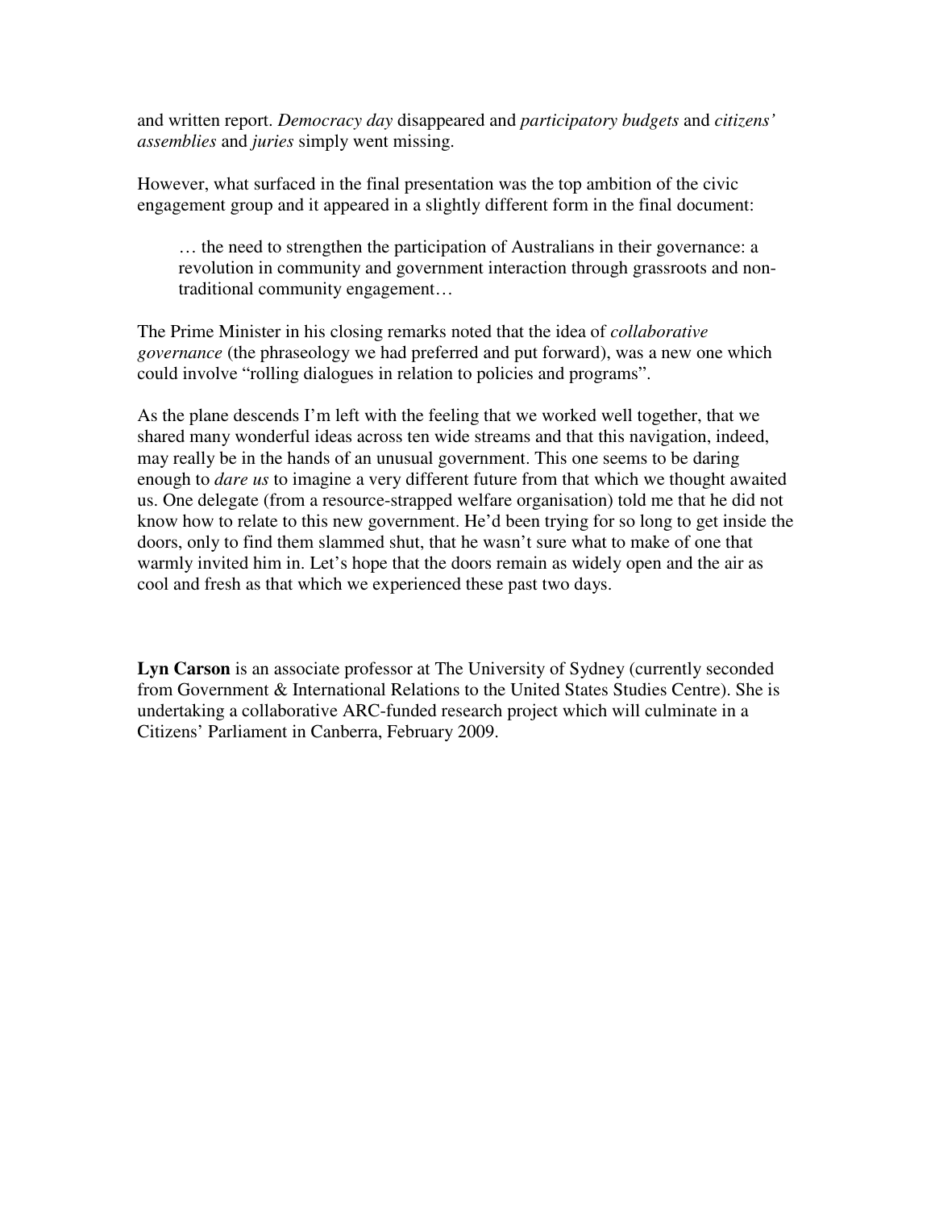and written report. *Democracy day* disappeared and *participatory budgets* and *citizens' assemblies* and *juries* simply went missing.

However, what surfaced in the final presentation was the top ambition of the civic engagement group and it appeared in a slightly different form in the final document:

> … the need to strengthen the participation of Australians in their governance: a revolution in community and government interaction through grassroots and non-traditional community engagement…

The Prime Minister in his closing remarks noted that the idea of *collaborative governance* (the phraseology we had preferred and put forward), was a new one which could involve "rolling dialogues in relation to policies and programs".

As the plane descends I'm left with the feeling that we worked well together, that we shared many wonderful ideas across ten wide streams and that this navigation, indeed, may really be in the hands of an unusual government. This one seems to be daring enough to *dare us* to imagine a very different future from that which we thought awaited us. One delegate (from a resource-strapped welfare organisation) told me that he did not know how to relate to this new government. He'd been trying for so long to get inside the doors, only to find them slammed shut, that he wasn't sure what to make of one that warmly invited him in. Let's hope that the doors remain as widely open and the air as cool and fresh as that which we experienced these past two days.

**Lyn Carson** is an associate professor at The University of Sydney (currently seconded from Government & International Relations to the United States Studies Centre). She is undertaking a collaborative ARC-funded research project which will culminate in a Citizens' Parliament in Canberra, February 2009.